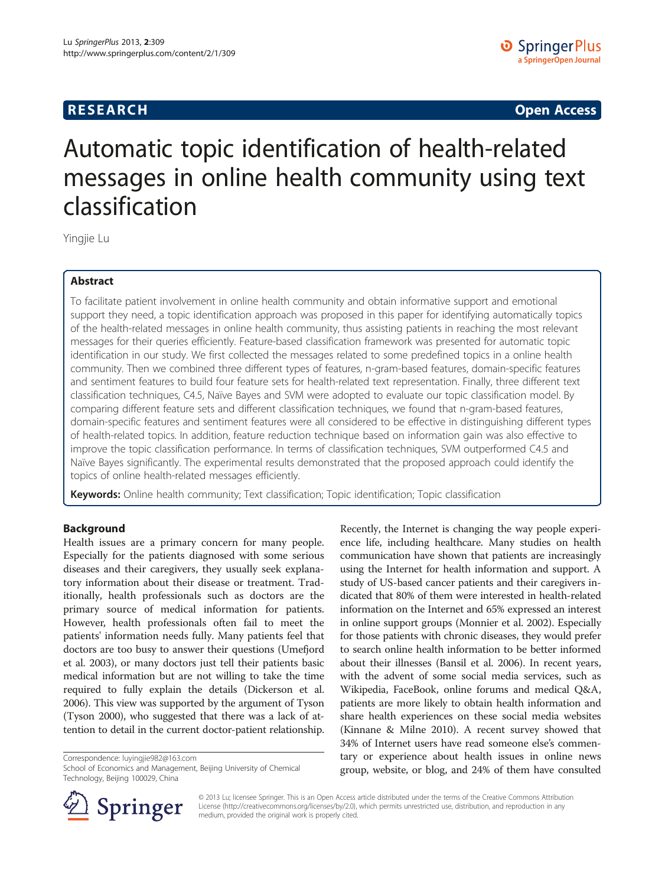# Automatic topic identification of health-related messages in online health community using text classification

Yingjie Lu

## Abstract

To facilitate patient involvement in online health community and obtain informative support and emotional support they need, a topic identification approach was proposed in this paper for identifying automatically topics of the health-related messages in online health community, thus assisting patients in reaching the most relevant messages for their queries efficiently. Feature-based classification framework was presented for automatic topic identification in our study. We first collected the messages related to some predefined topics in a online health community. Then we combined three different types of features, n-gram-based features, domain-specific features and sentiment features to build four feature sets for health-related text representation. Finally, three different text classification techniques, C4.5, Naïve Bayes and SVM were adopted to evaluate our topic classification model. By comparing different feature sets and different classification techniques, we found that n-gram-based features, domain-specific features and sentiment features were all considered to be effective in distinguishing different types of health-related topics. In addition, feature reduction technique based on information gain was also effective to improve the topic classification performance. In terms of classification techniques, SVM outperformed C4.5 and Naïve Bayes significantly. The experimental results demonstrated that the proposed approach could identify the topics of online health-related messages efficiently.

**Keywords:** Online health community; Text classification; Topic identification; Topic classification

## Background

Health issues are a primary concern for many people. Especially for the patients diagnosed with some serious diseases and their caregivers, they usually seek explanatory information about their disease or treatment. Traditionally, health professionals such as doctors are the primary source of medical information for patients. However, health professionals often fail to meet the patients' information needs fully. Many patients feel that doctors are too busy to answer their questions (Umefjord et al. 2003), or many doctors just tell their patients basic medical information but are not willing to take the time required to fully explain the details (Dickerson et al. 2006). This view was supported by the argument of Tyson (Tyson 2000), who suggested that there was a lack of attention to detail in the current doctor-patient relationship.

Recently, the Internet is changing the way people experience life, including healthcare. Many studies on health communication have shown that patients are increasingly using the Internet for health information and support. A study of US-based cancer patients and their caregivers indicated that 80% of them were interested in health-related information on the Internet and 65% expressed an interest in online support groups (Monnier et al. 2002). Especially for those patients with chronic diseases, they would prefer to search online health information to be better informed about their illnesses (Bansil et al. 2006). In recent years, with the advent of some social media services, such as Wikipedia, FaceBook, online forums and medical Q&A, patients are more likely to obtain health information and share health experiences on these social media websites (Kinnane & Milne 2010). A recent survey showed that 34% of Internet users have read someone else's commentary or experience about health issues in online news group, website, or blog, and 24% of them have consulted

Correspondence: luyingjie982@163.com
School of Economics and Management, Beijing University of Chemical Technology, Beijing 100029, China

© 2013 Lu; licensee Springer. This is an Open Access article distributed under the terms of the Creative Commons Attribution License (http://creativecommons.org/licenses/by/2.0), which permits unrestricted use, distribution, and reproduction in any medium, provided the original work is properly cited.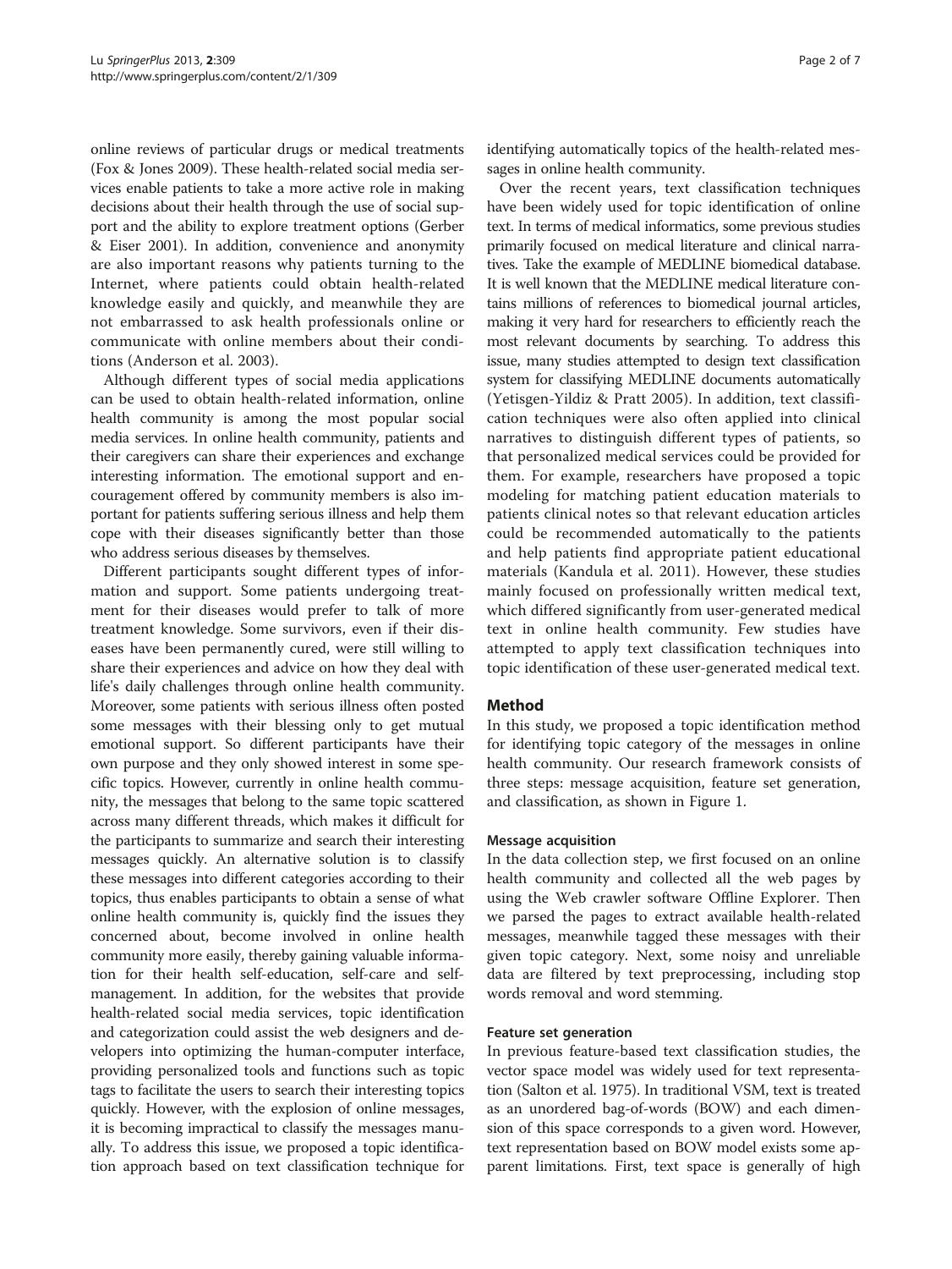online reviews of particular drugs or medical treatments (Fox & Jones 2009). These health-related social media services enable patients to take a more active role in making decisions about their health through the use of social support and the ability to explore treatment options (Gerber & Eiser 2001). In addition, convenience and anonymity are also important reasons why patients turning to the Internet, where patients could obtain health-related knowledge easily and quickly, and meanwhile they are not embarrassed to ask health professionals online or communicate with online members about their conditions (Anderson et al. 2003).

Although different types of social media applications can be used to obtain health-related information, online health community is among the most popular social media services. In online health community, patients and their caregivers can share their experiences and exchange interesting information. The emotional support and encouragement offered by community members is also important for patients suffering serious illness and help them cope with their diseases significantly better than those who address serious diseases by themselves.

Different participants sought different types of information and support. Some patients undergoing treatment for their diseases would prefer to talk of more treatment knowledge. Some survivors, even if their diseases have been permanently cured, were still willing to share their experiences and advice on how they deal with life's daily challenges through online health community. Moreover, some patients with serious illness often posted some messages with their blessing only to get mutual emotional support. So different participants have their own purpose and they only showed interest in some specific topics. However, currently in online health community, the messages that belong to the same topic scattered across many different threads, which makes it difficult for the participants to summarize and search their interesting messages quickly. An alternative solution is to classify these messages into different categories according to their topics, thus enables participants to obtain a sense of what online health community is, quickly find the issues they concerned about, become involved in online health community more easily, thereby gaining valuable information for their health self-education, self-care and self-management. In addition, for the websites that provide health-related social media services, topic identification and categorization could assist the web designers and developers into optimizing the human-computer interface, providing personalized tools and functions such as topic tags to facilitate the users to search their interesting topics quickly. However, with the explosion of online messages, it is becoming impractical to classify the messages manually. To address this issue, we proposed a topic identification approach based on text classification technique for identifying automatically topics of the health-related messages in online health community.

Over the recent years, text classification techniques have been widely used for topic identification of online text. In terms of medical informatics, some previous studies primarily focused on medical literature and clinical narratives. Take the example of MEDLINE biomedical database. It is well known that the MEDLINE medical literature contains millions of references to biomedical journal articles, making it very hard for researchers to efficiently reach the most relevant documents by searching. To address this issue, many studies attempted to design text classification system for classifying MEDLINE documents automatically (Yetisgen-Yildiz & Pratt 2005). In addition, text classification techniques were also often applied into clinical narratives to distinguish different types of patients, so that personalized medical services could be provided for them. For example, researchers have proposed a topic modeling for matching patient education materials to patients clinical notes so that relevant education articles could be recommended automatically to the patients and help patients find appropriate patient educational materials (Kandula et al. 2011). However, these studies mainly focused on professionally written medical text, which differed significantly from user-generated medical text in online health community. Few studies have attempted to apply text classification techniques into topic identification of these user-generated medical text.

## Method

In this study, we proposed a topic identification method for identifying topic category of the messages in online health community. Our research framework consists of three steps: message acquisition, feature set generation, and classification, as shown in Figure 1.

### Message acquisition

In the data collection step, we first focused on an online health community and collected all the web pages by using the Web crawler software Offline Explorer. Then we parsed the pages to extract available health-related messages, meanwhile tagged these messages with their given topic category. Next, some noisy and unreliable data are filtered by text preprocessing, including stop words removal and word stemming.

### Feature set generation

In previous feature-based text classification studies, the vector space model was widely used for text representation (Salton et al. 1975). In traditional VSM, text is treated as an unordered bag-of-words (BOW) and each dimension of this space corresponds to a given word. However, text representation based on BOW model exists some apparent limitations. First, text space is generally of high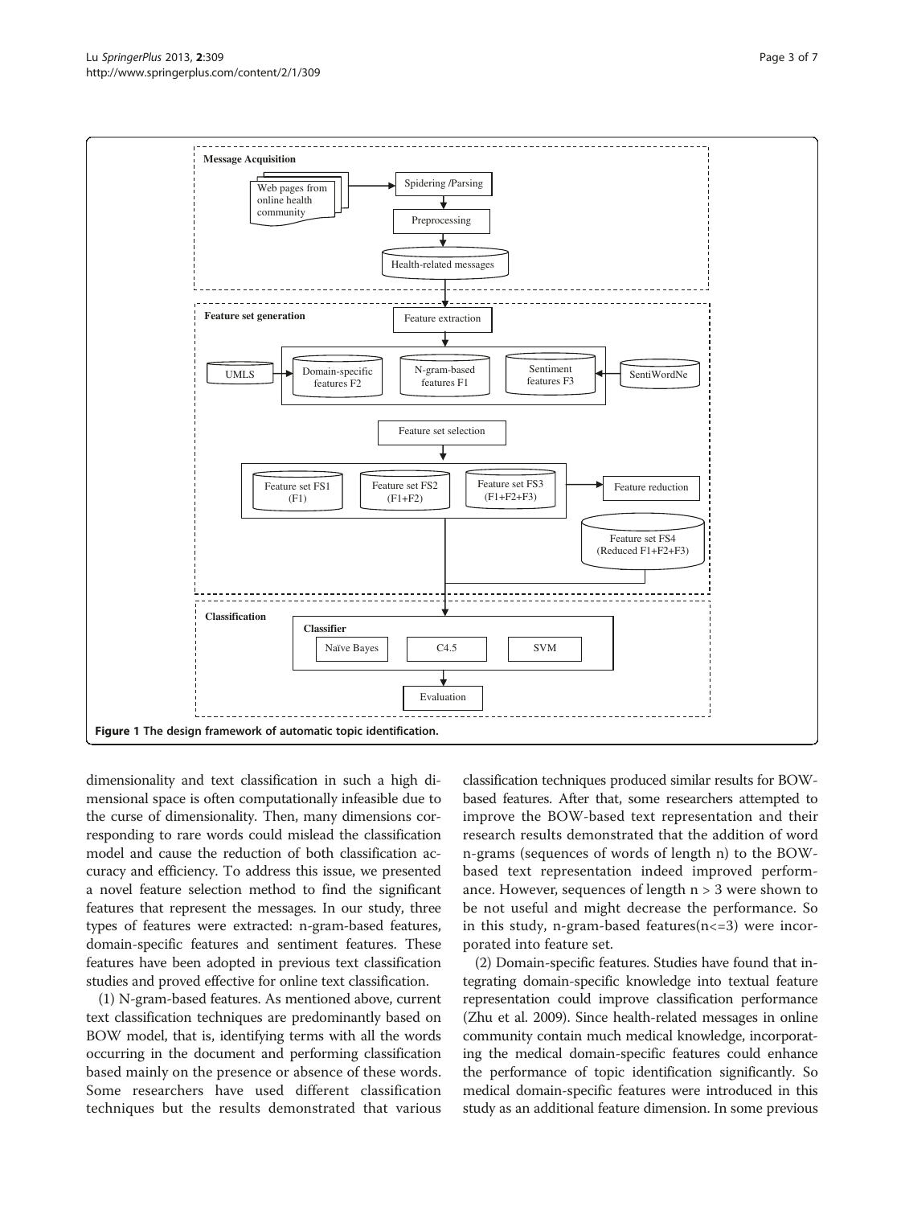Figure 1 The design framework of automatic topic identification.

dimensionality and text classification in such a high dimensional space is often computationally infeasible due to the curse of dimensionality. Then, many dimensions corresponding to rare words could mislead the classification model and cause the reduction of both classification accuracy and efficiency. To address this issue, we presented a novel feature selection method to find the significant features that represent the messages. In our study, three types of features were extracted: n-gram-based features, domain-specific features and sentiment features. These features have been adopted in previous text classification studies and proved effective for online text classification.

(1) N-gram-based features. As mentioned above, current text classification techniques are predominantly based on BOW model, that is, identifying terms with all the words occurring in the document and performing classification based mainly on the presence or absence of these words. Some researchers have used different classification techniques but the results demonstrated that various classification techniques produced similar results for BOW-based features. After that, some researchers attempted to improve the BOW-based text representation and their research results demonstrated that the addition of word n-grams (sequences of words of length n) to the BOW-based text representation indeed improved performance. However, sequences of length $n > 3$ were shown to be not useful and might decrease the performance. So in this study, n-gram-based features($n<=3$) were incorporated into feature set.

(2) Domain-specific features. Studies have found that integrating domain-specific knowledge into textual feature representation could improve classification performance (Zhu et al. 2009). Since health-related messages in online community contain much medical knowledge, incorporating the medical domain-specific features could enhance the performance of topic identification significantly. So medical domain-specific features were introduced in this study as an additional feature dimension. In some previous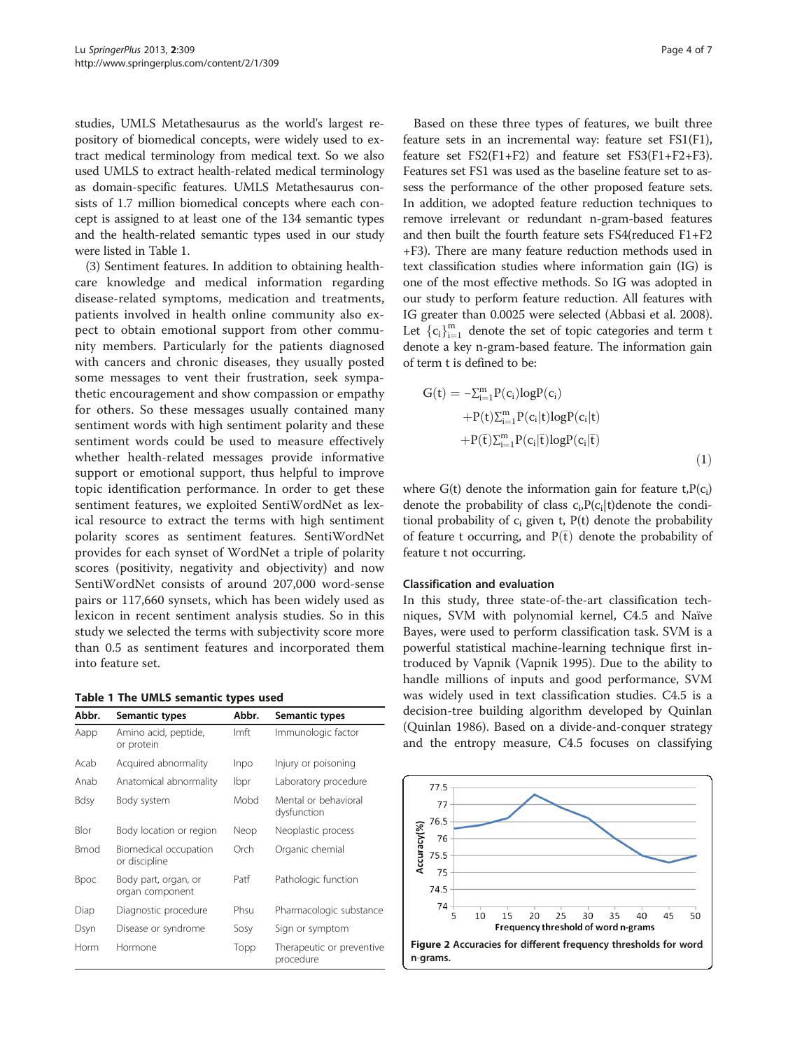studies, UMLS Metathesaurus as the world's largest repository of biomedical concepts, were widely used to extract medical terminology from medical text. So we also used UMLS to extract health-related medical terminology as domain-specific features. UMLS Metathesaurus consists of 1.7 million biomedical concepts where each concept is assigned to at least one of the 134 semantic types and the health-related semantic types used in our study were listed in Table 1.

(3) Sentiment features. In addition to obtaining healthcare knowledge and medical information regarding disease-related symptoms, medication and treatments, patients involved in health online community also expect to obtain emotional support from other community members. Particularly for the patients diagnosed with cancers and chronic diseases, they usually posted some messages to vent their frustration, seek sympathetic encouragement and show compassion or empathy for others. So these messages usually contained many sentiment words with high sentiment polarity and these sentiment words could be used to measure effectively whether health-related messages provide informative support or emotional support, thus helpful to improve topic identification performance. In order to get these sentiment features, we exploited SentiWordNet as lexical resource to extract the terms with high sentiment polarity scores as sentiment features. SentiWordNet provides for each synset of WordNet a triple of polarity scores (positivity, negativity and objectivity) and now SentiWordNet consists of around 207,000 word-sense pairs or 117,660 synsets, which has been widely used as lexicon in recent sentiment analysis studies. So in this study we selected the terms with subjectivity score more than 0.5 as sentiment features and incorporated them into feature set.

**Table 1 The UMLS semantic types used**

| Abbr. | Semantic types | Abbr. | Semantic types |
|---|---|---|---|
| Aapp | Amino acid, peptide, or protein | Imft | Immunologic factor |
| Acab | Acquired abnormality | Inpo | Injury or poisoning |
| Anab | Anatomical abnormality | lbpr | Laboratory procedure |
| Bdsy | Body system | Mobd | Mental or behavioral dysfunction |
| Blor | Body location or region | Neop | Neoplastic process |
| Bmod | Biomedical occupation or discipline | Orch | Organic chemial |
| Bpoc | Body part, organ, or organ component | Patf | Pathologic function |
| Diap | Diagnostic procedure | Phsu | Pharmacologic substance |
| Dsyn | Disease or syndrome | Sosy | Sign or symptom |
| Horm | Hormone | Topp | Therapeutic or preventive procedure |

Based on these three types of features, we built three feature sets in an incremental way: feature set FS1(F1), feature set FS2(F1+F2) and feature set FS3(F1+F2+F3). Features set FS1 was used as the baseline feature set to assess the performance of the other proposed feature sets. In addition, we adopted feature reduction techniques to remove irrelevant or redundant n-gram-based features and then built the fourth feature sets FS4(reduced F1+F2+F3). There are many feature reduction methods used in text classification studies where information gain (IG) is one of the most effective methods. So IG was adopted in our study to perform feature reduction. All features with IG greater than 0.0025 were selected (Abbasi et al. 2008). Let $\{c_i\}_{i=1}^{m}$ denote the set of topic categories and term t denote a key n-gram-based feature. The information gain of term t is defined to be:

$$G(t) = -\Sigma_{i=1}^{m} P(c_i)\log P(c_i) + P(t)\Sigma_{i=1}^{m} P(c_i|t)\log P(c_i|t) + P(\bar{t})\Sigma_{i=1}^{m} P(c_i|\bar{t})\log P(c_i|\bar{t}) \quad (1)$$

where G(t) denote the information gain for feature t, $P(c_i)$ denote the probability of class $c_i$, $P(c_i|t)$ denote the conditional probability of $c_i$ given t, P(t) denote the probability of feature t occurring, and $P(\bar{t})$ denote the probability of feature t not occurring.

### Classification and evaluation

In this study, three state-of-the-art classification techniques, SVM with polynomial kernel, C4.5 and Naïve Bayes, were used to perform classification task. SVM is a powerful statistical machine-learning technique first introduced by Vapnik (Vapnik 1995). Due to the ability to handle millions of inputs and good performance, SVM was widely used in text classification studies. C4.5 is a decision-tree building algorithm developed by Quinlan (Quinlan 1986). Based on a divide-and-conquer strategy and the entropy measure, C4.5 focuses on classifying

**Figure 2** Accuracies for different frequency thresholds for word n-grams.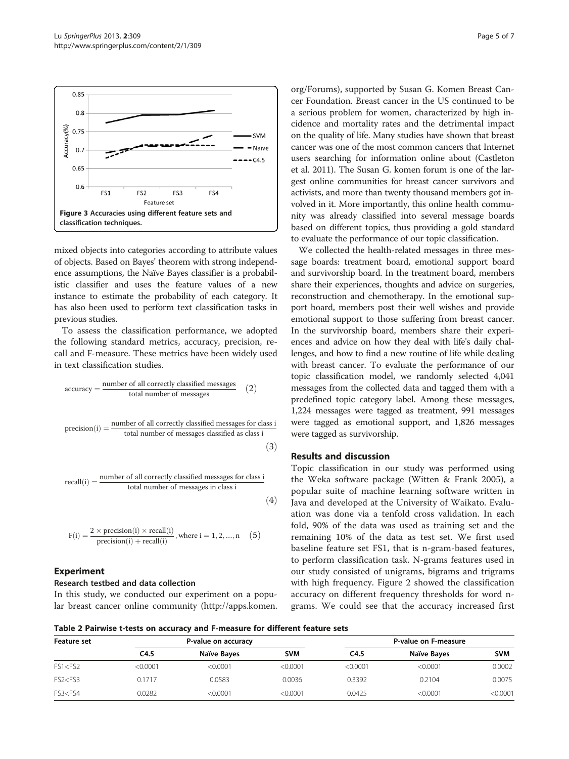Figure 3 Accuracies using different feature sets and classification techniques.

mixed objects into categories according to attribute values of objects. Based on Bayes' theorem with strong independence assumptions, the Naïve Bayes classifier is a probabilistic classifier and uses the feature values of a new instance to estimate the probability of each category. It has also been used to perform text classification tasks in previous studies.

To assess the classification performance, we adopted the following standard metrics, accuracy, precision, recall and F-measure. These metrics have been widely used in text classification studies.

$$\text{accuracy} = \frac{\text{number of all correctly classified messages}}{\text{total number of messages}} \quad (2)$$

$$\text{precision(i)} = \frac{\text{number of all correctly classified messages for class i}}{\text{total number of messages classified as class i}} \quad (3)$$

$$\text{recall(i)} = \frac{\text{number of all correctly classified messages for class i}}{\text{total number of messages in class i}} \quad (4)$$

$$\text{F(i)} = \frac{2 \times \text{precision(i)} \times \text{recall(i)}}{\text{precision(i)} + \text{recall(i)}}, \text{where i} = 1, 2, \ldots, \text{n} \quad (5)$$

## Experiment

### Research testbed and data collection

In this study, we conducted our experiment on a popular breast cancer online community (http://apps.komen.org/Forums), supported by Susan G. Komen Breast Cancer Foundation. Breast cancer in the US continued to be a serious problem for women, characterized by high incidence and mortality rates and the detrimental impact on the quality of life. Many studies have shown that breast cancer was one of the most common cancers that Internet users searching for information online about (Castleton et al. 2011). The Susan G. komen forum is one of the largest online communities for breast cancer survivors and activists, and more than twenty thousand members got involved in it. More importantly, this online health community was already classified into several message boards based on different topics, thus providing a gold standard to evaluate the performance of our topic classification.

We collected the health-related messages in three message boards: treatment board, emotional support board and survivorship board. In the treatment board, members share their experiences, thoughts and advice on surgeries, reconstruction and chemotherapy. In the emotional support board, members post their well wishes and provide emotional support to those suffering from breast cancer. In the survivorship board, members share their experiences and advice on how they deal with life's daily challenges, and how to find a new routine of life while dealing with breast cancer. To evaluate the performance of our topic classification model, we randomly selected 4,041 messages from the collected data and tagged them with a predefined topic category label. Among these messages, 1,224 messages were tagged as treatment, 991 messages were tagged as emotional support, and 1,826 messages were tagged as survivorship.

## Results and discussion

Topic classification in our study was performed using the Weka software package (Witten & Frank 2005), a popular suite of machine learning software written in Java and developed at the University of Waikato. Evaluation was done via a tenfold cross validation. In each fold, 90% of the data was used as training set and the remaining 10% of the data as test set. We first used baseline feature set FS1, that is n-gram-based features, to perform classification task. N-grams features used in our study consisted of unigrams, bigrams and trigrams with high frequency. Figure 2 showed the classification accuracy on different frequency thresholds for word n-grams. We could see that the accuracy increased first

**Table 2 Pairwise t-tests on accuracy and F-measure for different feature sets**

| Feature set | P-value on accuracy | | | P-value on F-measure | | |
|---|---|---|---|---|---|---|
| | C4.5 | Naïve Bayes | SVM | C4.5 | Naïve Bayes | SVM |
| FS1<FS2 | <0.0001 | <0.0001 | <0.0001 | <0.0001 | <0.0001 | 0.0002 |
| FS2<FS3 | 0.1717 | 0.0583 | 0.0036 | 0.3392 | 0.2104 | 0.0075 |
| FS3<FS4 | 0.0282 | <0.0001 | <0.0001 | 0.0425 | <0.0001 | <0.0001 |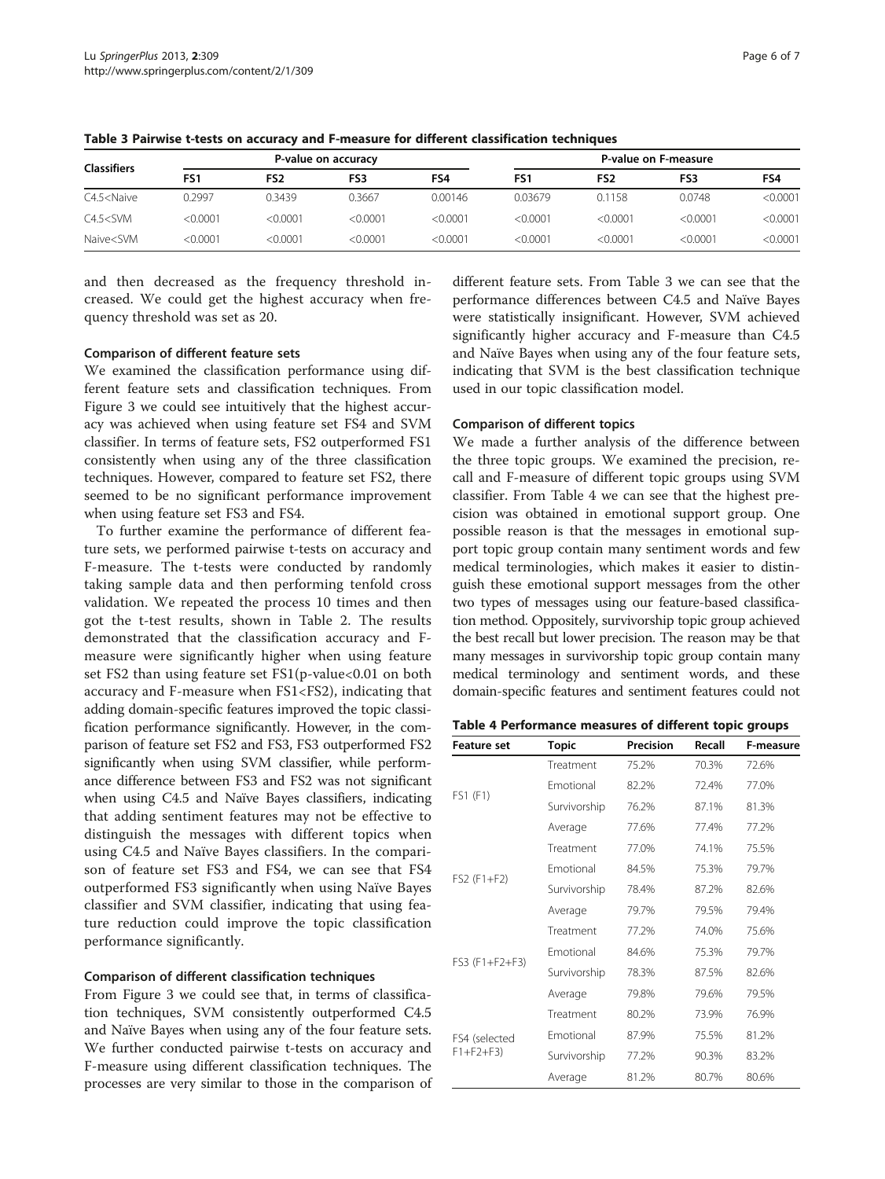**Table 3 Pairwise t-tests on accuracy and F-measure for different classification techniques**

| Classifiers | P-value on accuracy | | | | P-value on F-measure | | | |
|---|---|---|---|---|---|---|---|---|
| | FS1 | FS2 | FS3 | FS4 | FS1 | FS2 | FS3 | FS4 |
| C4.5<Naive | 0.2997 | 0.3439 | 0.3667 | 0.00146 | 0.03679 | 0.1158 | 0.0748 | <0.0001 |
| C4.5<SVM | <0.0001 | <0.0001 | <0.0001 | <0.0001 | <0.0001 | <0.0001 | <0.0001 | <0.0001 |
| Naive<SVM | <0.0001 | <0.0001 | <0.0001 | <0.0001 | <0.0001 | <0.0001 | <0.0001 | <0.0001 |

and then decreased as the frequency threshold increased. We could get the highest accuracy when frequency threshold was set as 20.

### Comparison of different feature sets

We examined the classification performance using different feature sets and classification techniques. From Figure 3 we could see intuitively that the highest accuracy was achieved when using feature set FS4 and SVM classifier. In terms of feature sets, FS2 outperformed FS1 consistently when using any of the three classification techniques. However, compared to feature set FS2, there seemed to be no significant performance improvement when using feature set FS3 and FS4.

To further examine the performance of different feature sets, we performed pairwise t-tests on accuracy and F-measure. The t-tests were conducted by randomly taking sample data and then performing tenfold cross validation. We repeated the process 10 times and then got the t-test results, shown in Table 2. The results demonstrated that the classification accuracy and F-measure were significantly higher when using feature set FS2 than using feature set FS1(p-value<0.01 on both accuracy and F-measure when FS1<FS2), indicating that adding domain-specific features improved the topic classification performance significantly. However, in the comparison of feature set FS2 and FS3, FS3 outperformed FS2 significantly when using SVM classifier, while performance difference between FS3 and FS2 was not significant when using C4.5 and Naïve Bayes classifiers, indicating that adding sentiment features may not be effective to distinguish the messages with different topics when using C4.5 and Naïve Bayes classifiers. In the comparison of feature set FS3 and FS4, we can see that FS4 outperformed FS3 significantly when using Naïve Bayes classifier and SVM classifier, indicating that using feature reduction could improve the topic classification performance significantly.

### Comparison of different classification techniques

From Figure 3 we could see that, in terms of classification techniques, SVM consistently outperformed C4.5 and Naïve Bayes when using any of the four feature sets. We further conducted pairwise t-tests on accuracy and F-measure using different classification techniques. The processes are very similar to those in the comparison of different feature sets. From Table 3 we can see that the performance differences between C4.5 and Naïve Bayes were statistically insignificant. However, SVM achieved significantly higher accuracy and F-measure than C4.5 and Naïve Bayes when using any of the four feature sets, indicating that SVM is the best classification technique used in our topic classification model.

### Comparison of different topics

We made a further analysis of the difference between the three topic groups. We examined the precision, recall and F-measure of different topic groups using SVM classifier. From Table 4 we can see that the highest precision was obtained in emotional support group. One possible reason is that the messages in emotional support topic group contain many sentiment words and few medical terminologies, which makes it easier to distinguish these emotional support messages from the other two types of messages using our feature-based classification method. Oppositely, survivorship topic group achieved the best recall but lower precision. The reason may be that many messages in survivorship topic group contain many medical terminology and sentiment words, and these domain-specific features and sentiment features could not

**Table 4 Performance measures of different topic groups**

| Feature set | Topic | Precision | Recall | F-measure |
|---|---|---|---|---|
| FS1 (F1) | Treatment | 75.2% | 70.3% | 72.6% |
| | Emotional | 82.2% | 72.4% | 77.0% |
| | Survivorship | 76.2% | 87.1% | 81.3% |
| | Average | 77.6% | 77.4% | 77.2% |
| FS2 (F1+F2) | Treatment | 77.0% | 74.1% | 75.5% |
| | Emotional | 84.5% | 75.3% | 79.7% |
| | Survivorship | 78.4% | 87.2% | 82.6% |
| | Average | 79.7% | 79.5% | 79.4% |
| FS3 (F1+F2+F3) | Treatment | 77.2% | 74.0% | 75.6% |
| | Emotional | 84.6% | 75.3% | 79.7% |
| | Survivorship | 78.3% | 87.5% | 82.6% |
| | Average | 79.8% | 79.6% | 79.5% |
| FS4 (selected F1+F2+F3) | Treatment | 80.2% | 73.9% | 76.9% |
| | Emotional | 87.9% | 75.5% | 81.2% |
| | Survivorship | 77.2% | 90.3% | 83.2% |
| | Average | 81.2% | 80.7% | 80.6% |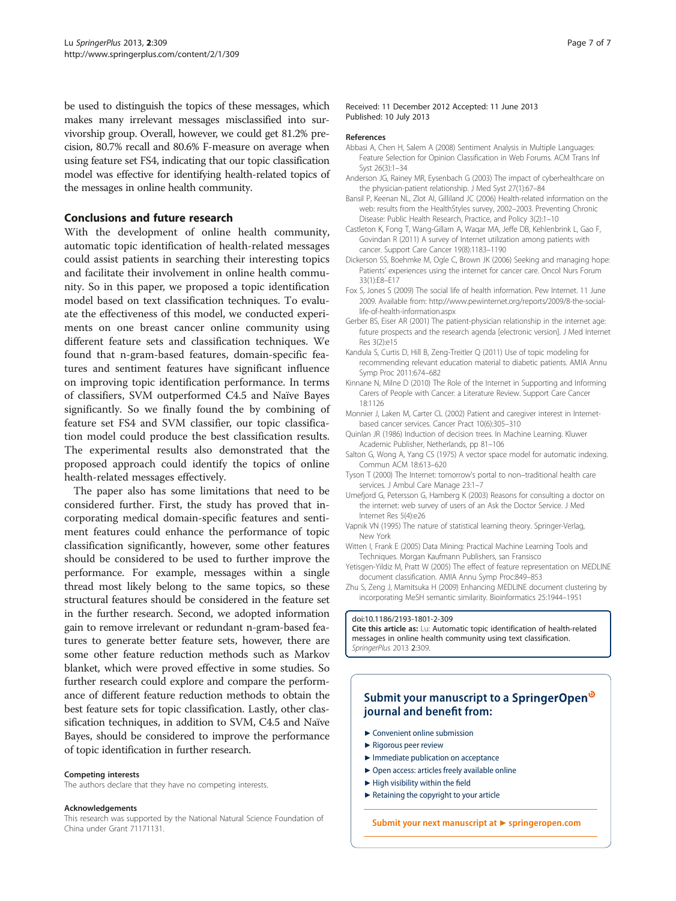be used to distinguish the topics of these messages, which makes many irrelevant messages misclassified into survivorship group. Overall, however, we could get 81.2% precision, 80.7% recall and 80.6% F-measure on average when using feature set FS4, indicating that our topic classification model was effective for identifying health-related topics of the messages in online health community.

## Conclusions and future research

With the development of online health community, automatic topic identification of health-related messages could assist patients in searching their interesting topics and facilitate their involvement in online health community. So in this paper, we proposed a topic identification model based on text classification techniques. To evaluate the effectiveness of this model, we conducted experiments on one breast cancer online community using different feature sets and classification techniques. We found that n-gram-based features, domain-specific features and sentiment features have significant influence on improving topic identification performance. In terms of classifiers, SVM outperformed C4.5 and Naïve Bayes significantly. So we finally found the by combining of feature set FS4 and SVM classifier, our topic classification model could produce the best classification results. The experimental results also demonstrated that the proposed approach could identify the topics of online health-related messages effectively.

The paper also has some limitations that need to be considered further. First, the study has proved that incorporating medical domain-specific features and sentiment features could enhance the performance of topic classification significantly, however, some other features should be considered to be used to further improve the performance. For example, messages within a single thread most likely belong to the same topics, so these structural features should be considered in the feature set in the further research. Second, we adopted information gain to remove irrelevant or redundant n-gram-based features to generate better feature sets, however, there are some other feature reduction methods such as Markov blanket, which were proved effective in some studies. So further research could explore and compare the performance of different feature reduction methods to obtain the best feature sets for topic classification. Lastly, other classification techniques, in addition to SVM, C4.5 and Naïve Bayes, should be considered to improve the performance of topic identification in further research.

#### Competing interests

The authors declare that they have no competing interests.

#### Acknowledgements

This research was supported by the National Natural Science Foundation of China under Grant 71171131.

Received: 11 December 2012 Accepted: 11 June 2013
Published: 10 July 2013

#### References

Abbasi A, Chen H, Salem A (2008) Sentiment Analysis in Multiple Languages: Feature Selection for Opinion Classification in Web Forums. ACM Trans Inf Syst 26(3):1–34

Anderson JG, Rainey MR, Eysenbach G (2003) The impact of cyberhealthcare on the physician-patient relationship. J Med Syst 27(1):67–84

Bansil P, Keenan NL, Zlot AI, Gilliland JC (2006) Health-related information on the web: results from the HealthStyles survey, 2002–2003. Preventing Chronic Disease: Public Health Research, Practice, and Policy 3(2):1–10

Castleton K, Fong T, Wang-Gillam A, Waqar MA, Jeffe DB, Kehlenbrink L, Gao F, Govindan R (2011) A survey of Internet utilization among patients with cancer. Support Care Cancer 19(8):1183–1190

Dickerson SS, Boehmke M, Ogle C, Brown JK (2006) Seeking and managing hope: Patients' experiences using the internet for cancer care. Oncol Nurs Forum 33(1):E8–E17

Fox S, Jones S (2009) The social life of health information. Pew Internet. 11 June 2009. Available from: http://www.pewinternet.org/reports/2009/8-the-social-life-of-health-information.aspx

Gerber BS, Eiser AR (2001) The patient-physician relationship in the internet age: future prospects and the research agenda [electronic version]. J Med Internet Res 3(2):e15

Kandula S, Curtis D, Hill B, Zeng-Treitler Q (2011) Use of topic modeling for recommending relevant education material to diabetic patients. AMIA Annu Symp Proc 2011:674–682

Kinnane N, Milne D (2010) The Role of the Internet in Supporting and Informing Carers of People with Cancer: a Literature Review. Support Care Cancer 18:1126

Monnier J, Laken M, Carter CL (2002) Patient and caregiver interest in Internet-based cancer services. Cancer Pract 10(6):305–310

Quinlan JR (1986) Induction of decision trees. In Machine Learning. Kluwer Academic Publisher, Netherlands, pp 81–106

Salton G, Wong A, Yang CS (1975) A vector space model for automatic indexing. Commun ACM 18:613–620

Tyson T (2000) The Internet: tomorrow's portal to non–traditional health care services. J Ambul Care Manage 23:1–7

Umefjord G, Petersson G, Hamberg K (2003) Reasons for consulting a doctor on the internet: web survey of users of an Ask the Doctor Service. J Med Internet Res 5(4):e26

Vapnik VN (1995) The nature of statistical learning theory. Springer-Verlag, New York

Witten I, Frank E (2005) Data Mining: Practical Machine Learning Tools and Techniques. Morgan Kaufmann Publishers, san Fransisco

Yetisgen-Yildiz M, Pratt W (2005) The effect of feature representation on MEDLINE document classification. AMIA Annu Symp Proc:849–853

Zhu S, Zeng J, Mamitsuka H (2009) Enhancing MEDLINE document clustering by incorporating MeSH semantic similarity. Bioinformatics 25:1944–1951

doi:10.1186/2193-1801-2-309

**Cite this article as:** Lu: Automatic topic identification of health-related messages in online health community using text classification. *SpringerPlus* 2013 **2**:309.

**Submit your manuscript to a SpringerOpen journal and benefit from:**

- ► Convenient online submission
- ► Rigorous peer review
- ► Immediate publication on acceptance
- ► Open access: articles freely available online
- ► High visibility within the field
- ► Retaining the copyright to your article

**Submit your next manuscript at ► springeropen.com**